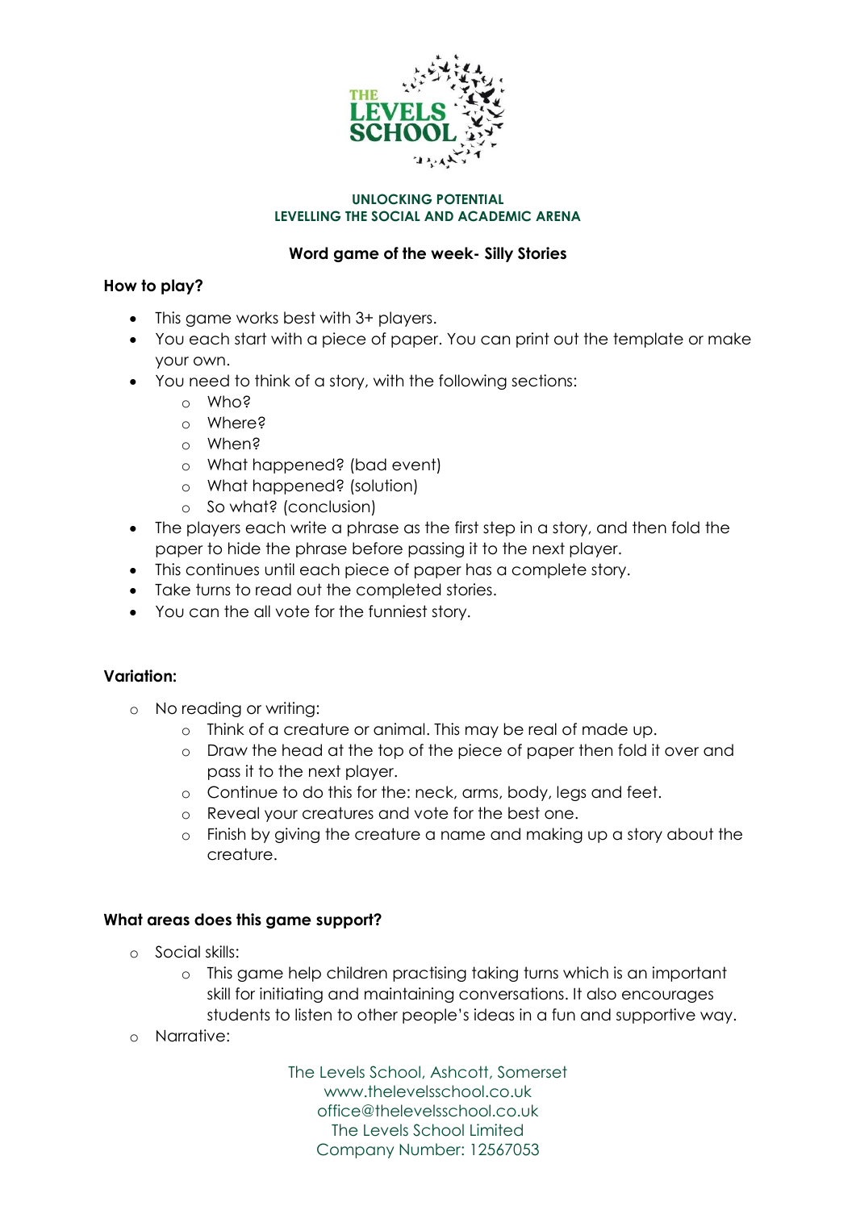THE LEVELS SCHOOL

**UNLOCKING POTENTIAL**
**LEVELLING THE SOCIAL AND ACADEMIC ARENA**

**Word game of the week- Silly Stories**

**How to play?**

- This game works best with 3+ players.
- You each start with a piece of paper. You can print out the template or make your own.
- You need to think of a story, with the following sections:
  - Who?
  - Where?
  - When?
  - What happened? (bad event)
  - What happened? (solution)
  - So what? (conclusion)
- The players each write a phrase as the first step in a story, and then fold the paper to hide the phrase before passing it to the next player.
- This continues until each piece of paper has a complete story.
- Take turns to read out the completed stories.
- You can the all vote for the funniest story.

**Variation:**

- No reading or writing:
  - Think of a creature or animal. This may be real of made up.
  - Draw the head at the top of the piece of paper then fold it over and pass it to the next player.
  - Continue to do this for the: neck, arms, body, legs and feet.
  - Reveal your creatures and vote for the best one.
  - Finish by giving the creature a name and making up a story about the creature.

**What areas does this game support?**

- Social skills:
  - This game help children practising taking turns which is an important skill for initiating and maintaining conversations. It also encourages students to listen to other people's ideas in a fun and supportive way.
- Narrative:

The Levels School, Ashcott, Somerset
www.thelevelsschool.co.uk
office@thelevelsschool.co.uk
The Levels School Limited
Company Number: 12567053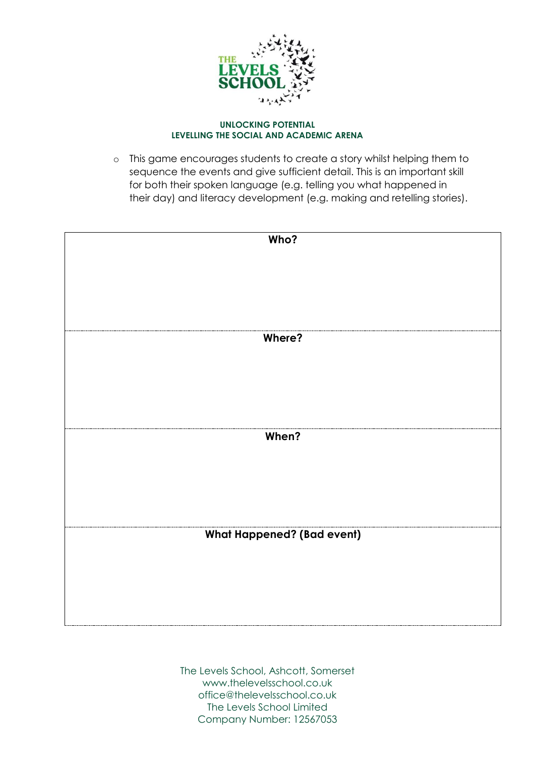UNLOCKING POTENTIAL
LEVELLING THE SOCIAL AND ACADEMIC ARENA

- This game encourages students to create a story whilst helping them to sequence the events and give sufficient detail. This is an important skill for both their spoken language (e.g. telling you what happened in their day) and literacy development (e.g. making and retelling stories).

| |
|---|
| **Who?** |
| **Where?** |
| **When?** |
| **What Happened? (Bad event)** |

The Levels School, Ashcott, Somerset
www.thelevelsschool.co.uk
office@thelevelsschool.co.uk
The Levels School Limited
Company Number: 12567053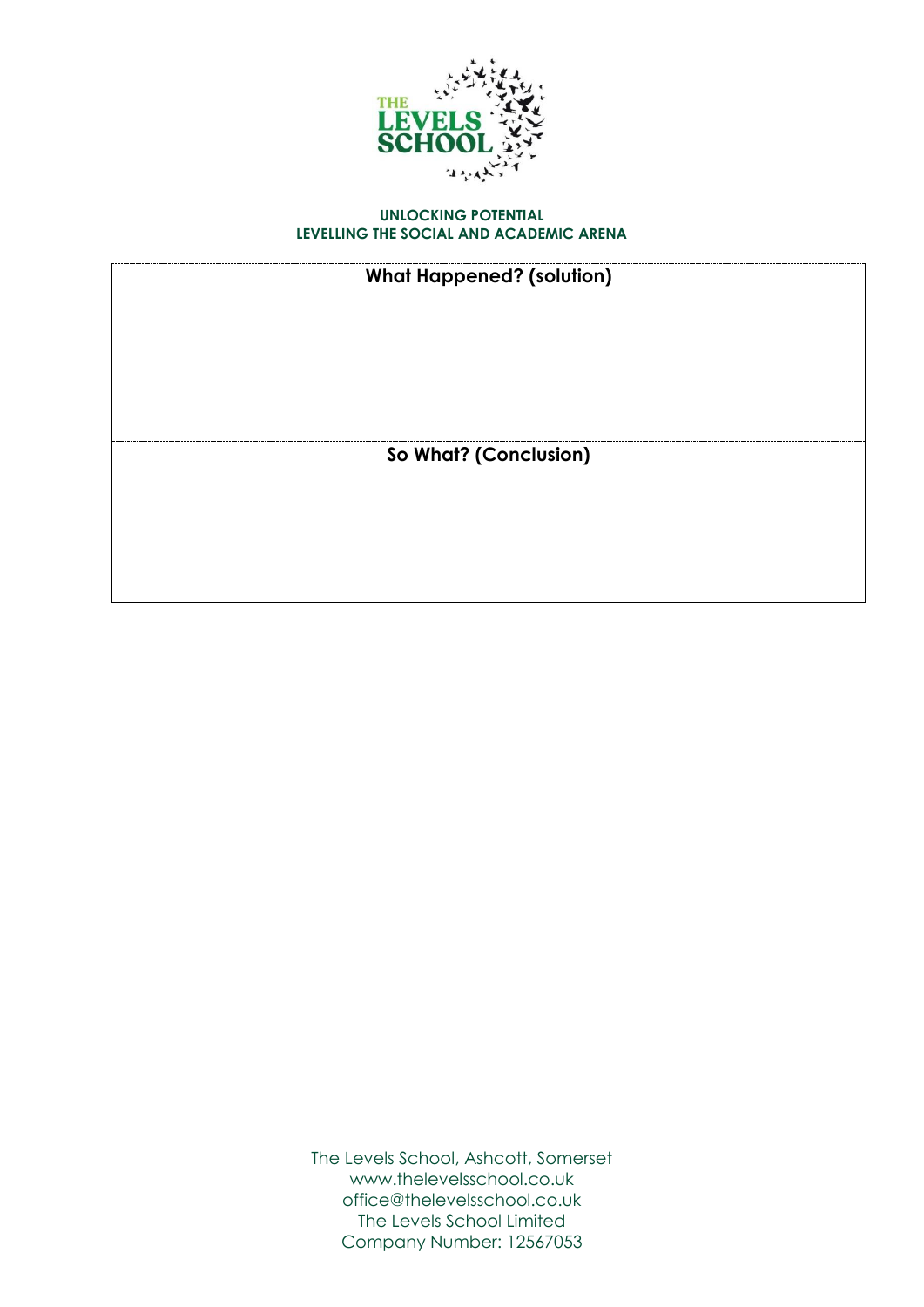**UNLOCKING POTENTIAL**
**LEVELLING THE SOCIAL AND ACADEMIC ARENA**

| What Happened? (solution) |
| --- |
| |
| **So What? (Conclusion)** |
| |

The Levels School, Ashcott, Somerset
www.thelevelsschool.co.uk
office@thelevelsschool.co.uk
The Levels School Limited
Company Number: 12567053